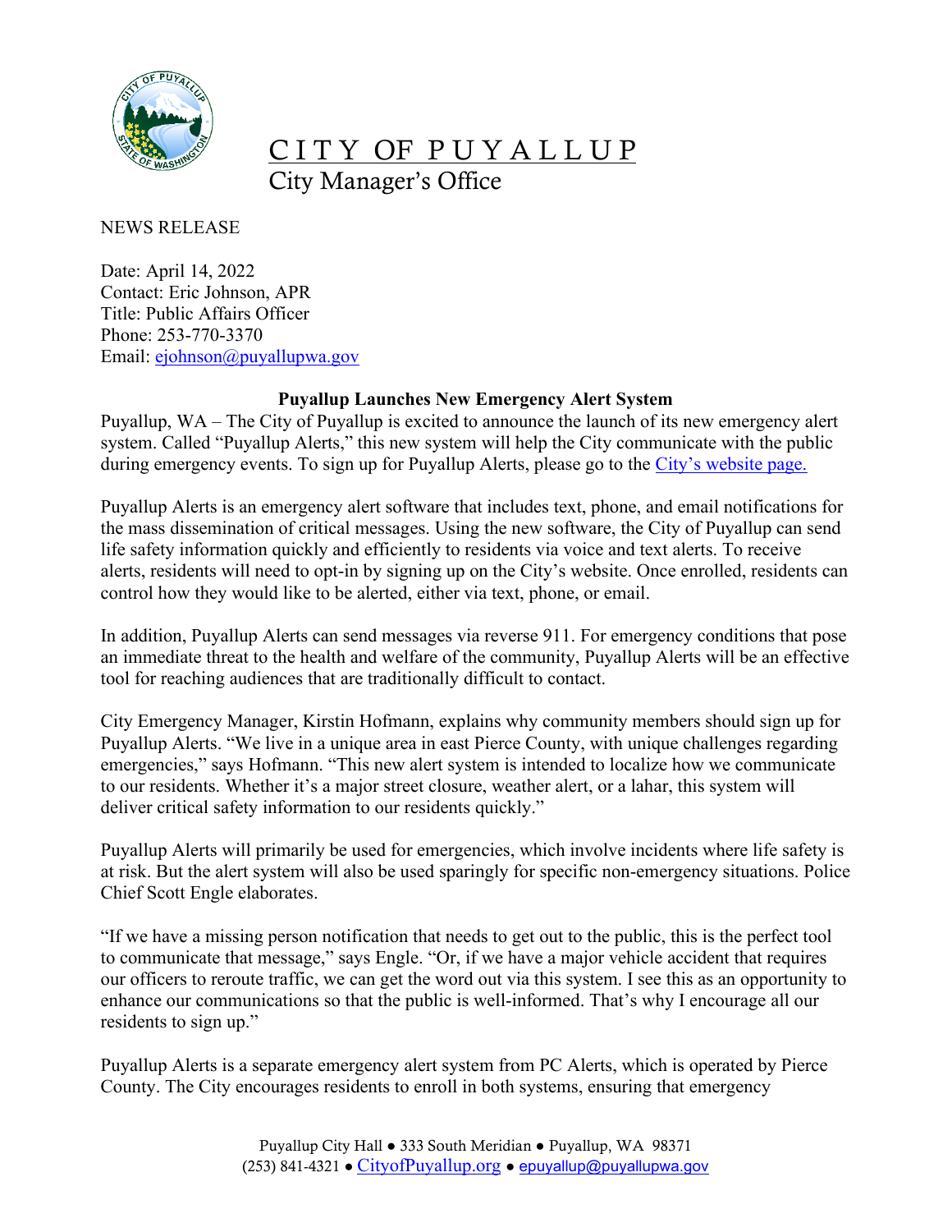# CITY OF PUYALLUP

City Manager's Office

NEWS RELEASE

Date: April 14, 2022
Contact: Eric Johnson, APR
Title: Public Affairs Officer
Phone: 253-770-3370
Email: ejohnson@puyallupwa.gov

## Puyallup Launches New Emergency Alert System

Puyallup, WA – The City of Puyallup is excited to announce the launch of its new emergency alert system. Called "Puyallup Alerts," this new system will help the City communicate with the public during emergency events. To sign up for Puyallup Alerts, please go to the City's website page.

Puyallup Alerts is an emergency alert software that includes text, phone, and email notifications for the mass dissemination of critical messages. Using the new software, the City of Puyallup can send life safety information quickly and efficiently to residents via voice and text alerts. To receive alerts, residents will need to opt-in by signing up on the City's website. Once enrolled, residents can control how they would like to be alerted, either via text, phone, or email.

In addition, Puyallup Alerts can send messages via reverse 911. For emergency conditions that pose an immediate threat to the health and welfare of the community, Puyallup Alerts will be an effective tool for reaching audiences that are traditionally difficult to contact.

City Emergency Manager, Kirstin Hofmann, explains why community members should sign up for Puyallup Alerts. "We live in a unique area in east Pierce County, with unique challenges regarding emergencies," says Hofmann. "This new alert system is intended to localize how we communicate to our residents. Whether it's a major street closure, weather alert, or a lahar, this system will deliver critical safety information to our residents quickly."

Puyallup Alerts will primarily be used for emergencies, which involve incidents where life safety is at risk. But the alert system will also be used sparingly for specific non-emergency situations. Police Chief Scott Engle elaborates.

"If we have a missing person notification that needs to get out to the public, this is the perfect tool to communicate that message," says Engle. "Or, if we have a major vehicle accident that requires our officers to reroute traffic, we can get the word out via this system. I see this as an opportunity to enhance our communications so that the public is well-informed. That's why I encourage all our residents to sign up."

Puyallup Alerts is a separate emergency alert system from PC Alerts, which is operated by Pierce County. The City encourages residents to enroll in both systems, ensuring that emergency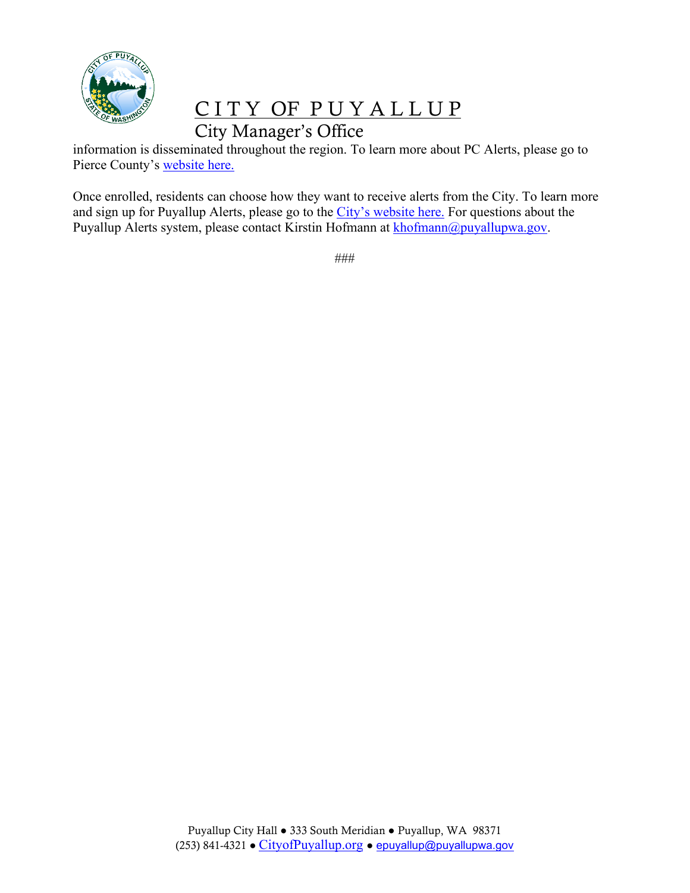information is disseminated throughout the region. To learn more about PC Alerts, please go to Pierce County's website here.

Once enrolled, residents can choose how they want to receive alerts from the City. To learn more and sign up for Puyallup Alerts, please go to the City's website here. For questions about the Puyallup Alerts system, please contact Kirstin Hofmann at khofmann@puyallupwa.gov.

###